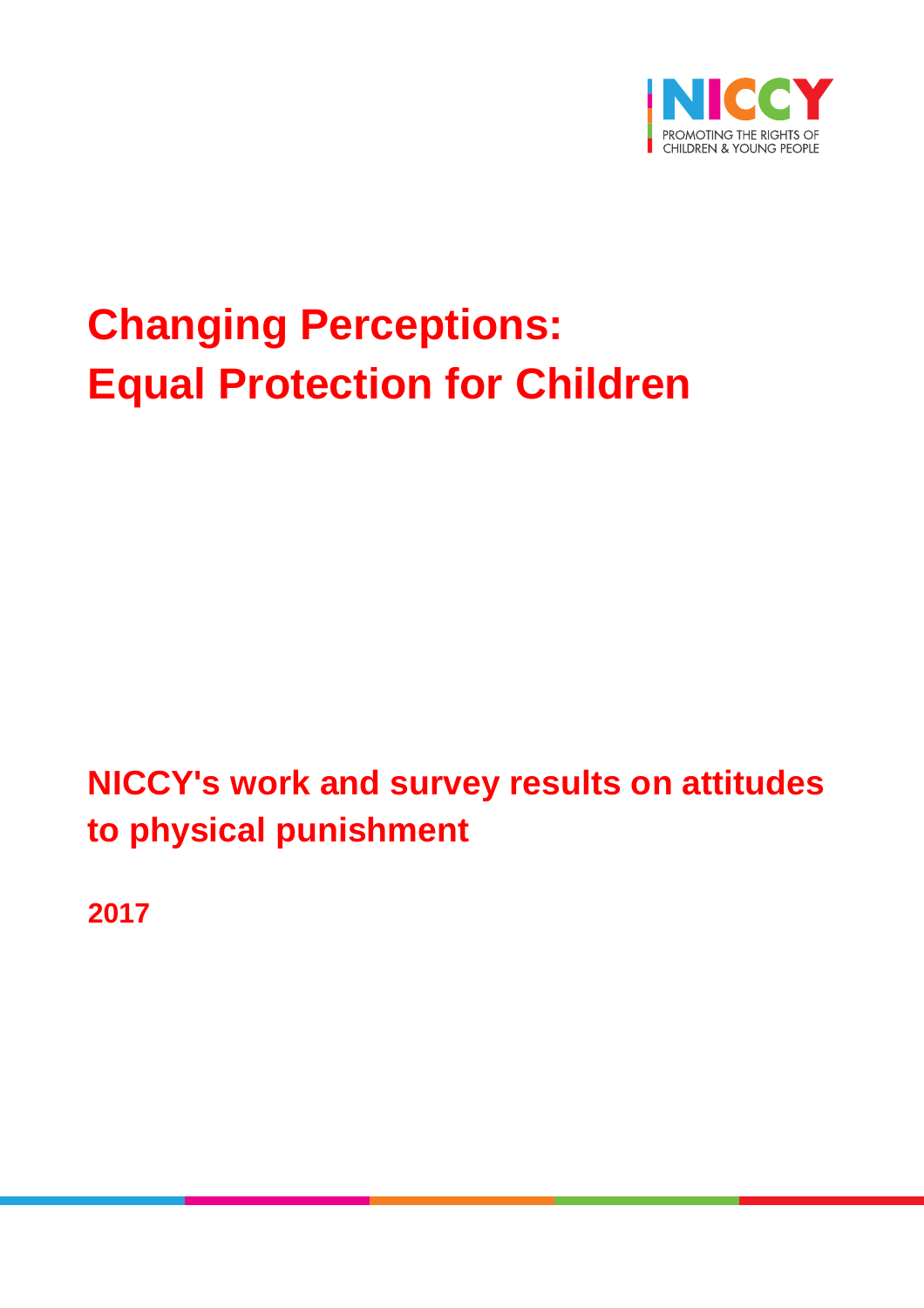NICCY

PROMOTING THE RIGHTS OF CHILDREN & YOUNG PEOPLE

# Changing Perceptions: Equal Protection for Children

## NICCY's work and survey results on attitudes to physical punishment

**2017**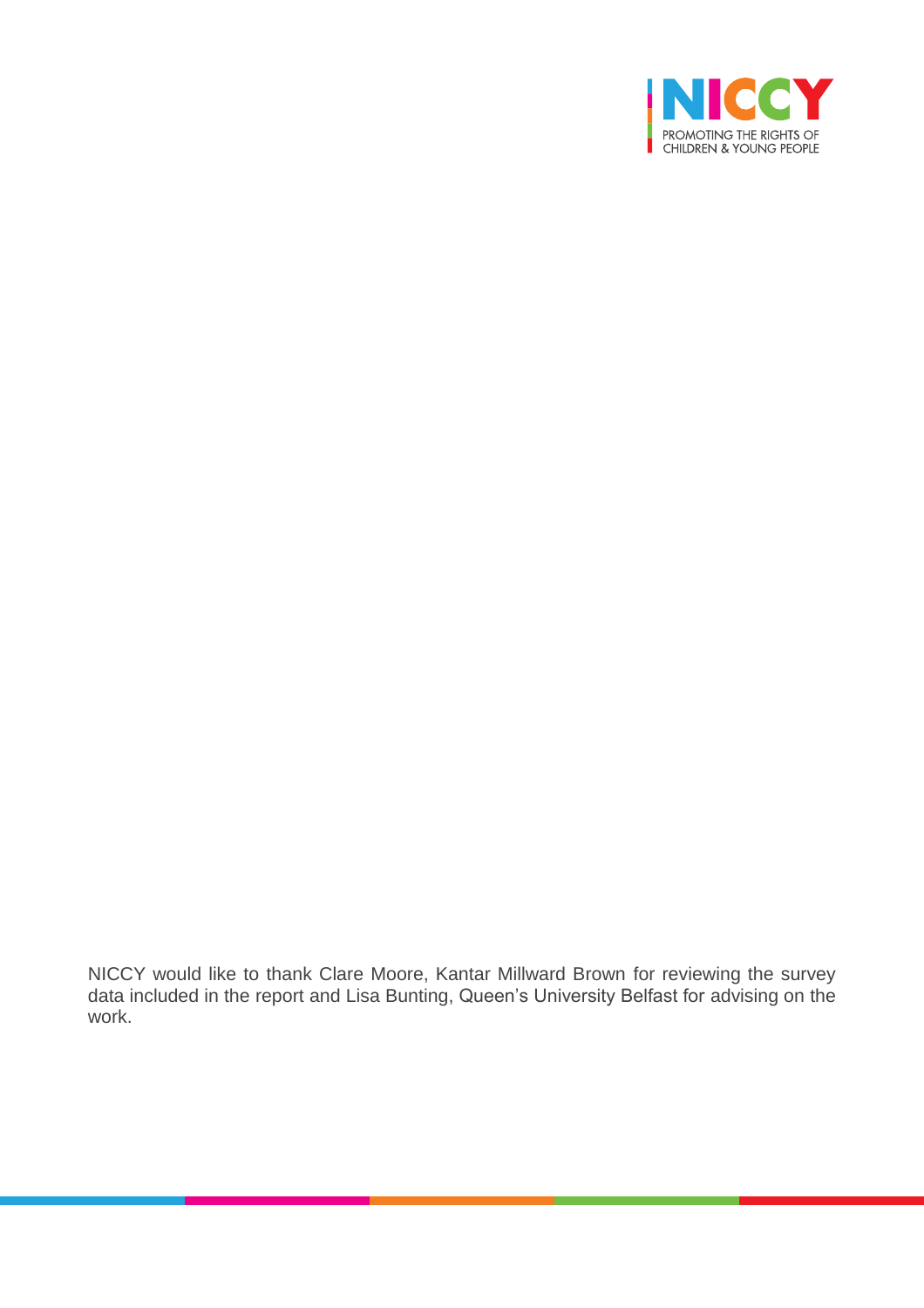NICCY would like to thank Clare Moore, Kantar Millward Brown for reviewing the survey data included in the report and Lisa Bunting, Queen's University Belfast for advising on the work.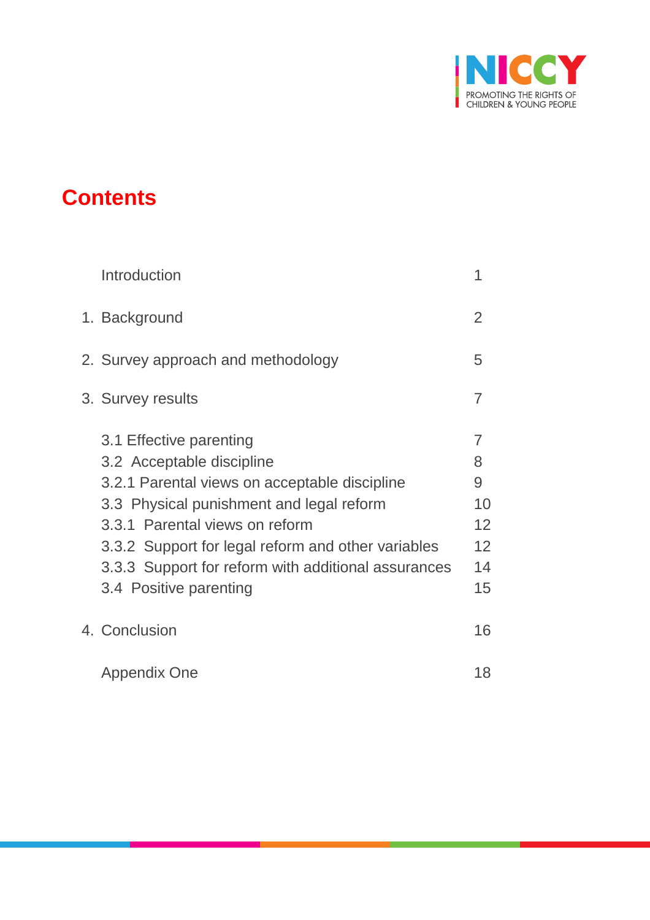# Contents

| | |
|---|---|
| Introduction | 1 |
| 1. Background | 2 |
| 2. Survey approach and methodology | 5 |
| 3. Survey results | 7 |
| 3.1 Effective parenting | 7 |
| 3.2 Acceptable discipline | 8 |
| 3.2.1 Parental views on acceptable discipline | 9 |
| 3.3 Physical punishment and legal reform | 10 |
| 3.3.1 Parental views on reform | 12 |
| 3.3.2 Support for legal reform and other variables | 12 |
| 3.3.3 Support for reform with additional assurances | 14 |
| 3.4 Positive parenting | 15 |
| 4. Conclusion | 16 |
| Appendix One | 18 |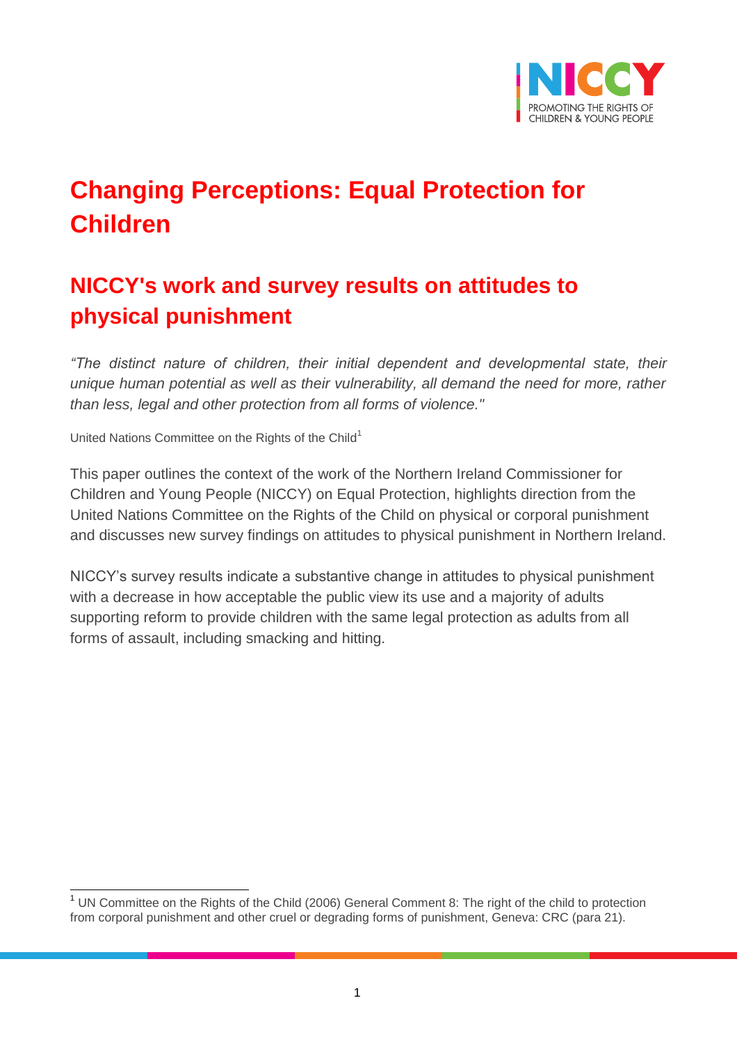# Changing Perceptions: Equal Protection for Children

## NICCY's work and survey results on attitudes to physical punishment

*"The distinct nature of children, their initial dependent and developmental state, their unique human potential as well as their vulnerability, all demand the need for more, rather than less, legal and other protection from all forms of violence."*

United Nations Committee on the Rights of the Child[1]

This paper outlines the context of the work of the Northern Ireland Commissioner for Children and Young People (NICCY) on Equal Protection, highlights direction from the United Nations Committee on the Rights of the Child on physical or corporal punishment and discusses new survey findings on attitudes to physical punishment in Northern Ireland.

NICCY's survey results indicate a substantive change in attitudes to physical punishment with a decrease in how acceptable the public view its use and a majority of adults supporting reform to provide children with the same legal protection as adults from all forms of assault, including smacking and hitting.

[1] UN Committee on the Rights of the Child (2006) General Comment 8: The right of the child to protection from corporal punishment and other cruel or degrading forms of punishment, Geneva: CRC (para 21).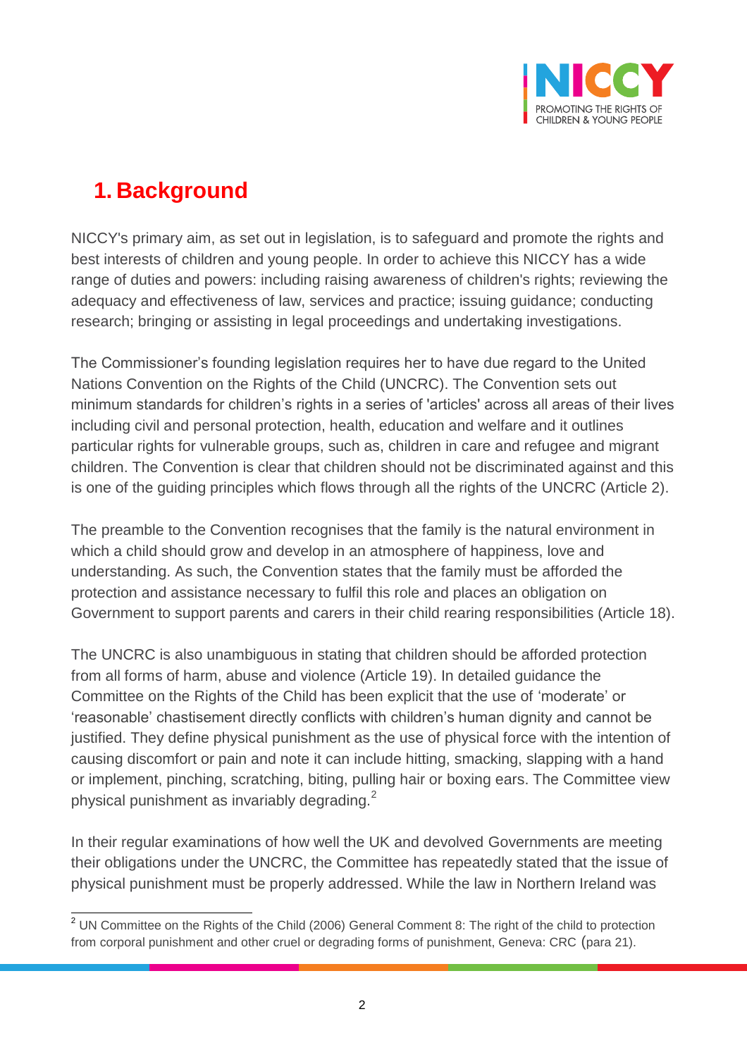# 1. Background

NICCY's primary aim, as set out in legislation, is to safeguard and promote the rights and best interests of children and young people. In order to achieve this NICCY has a wide range of duties and powers: including raising awareness of children's rights; reviewing the adequacy and effectiveness of law, services and practice; issuing guidance; conducting research; bringing or assisting in legal proceedings and undertaking investigations.

The Commissioner's founding legislation requires her to have due regard to the United Nations Convention on the Rights of the Child (UNCRC). The Convention sets out minimum standards for children's rights in a series of 'articles' across all areas of their lives including civil and personal protection, health, education and welfare and it outlines particular rights for vulnerable groups, such as, children in care and refugee and migrant children. The Convention is clear that children should not be discriminated against and this is one of the guiding principles which flows through all the rights of the UNCRC (Article 2).

The preamble to the Convention recognises that the family is the natural environment in which a child should grow and develop in an atmosphere of happiness, love and understanding. As such, the Convention states that the family must be afforded the protection and assistance necessary to fulfil this role and places an obligation on Government to support parents and carers in their child rearing responsibilities (Article 18).

The UNCRC is also unambiguous in stating that children should be afforded protection from all forms of harm, abuse and violence (Article 19). In detailed guidance the Committee on the Rights of the Child has been explicit that the use of 'moderate' or 'reasonable' chastisement directly conflicts with children's human dignity and cannot be justified. They define physical punishment as the use of physical force with the intention of causing discomfort or pain and note it can include hitting, smacking, slapping with a hand or implement, pinching, scratching, biting, pulling hair or boxing ears. The Committee view physical punishment as invariably degrading.[2]

In their regular examinations of how well the UK and devolved Governments are meeting their obligations under the UNCRC, the Committee has repeatedly stated that the issue of physical punishment must be properly addressed. While the law in Northern Ireland was

[2] UN Committee on the Rights of the Child (2006) General Comment 8: The right of the child to protection from corporal punishment and other cruel or degrading forms of punishment, Geneva: CRC (para 21).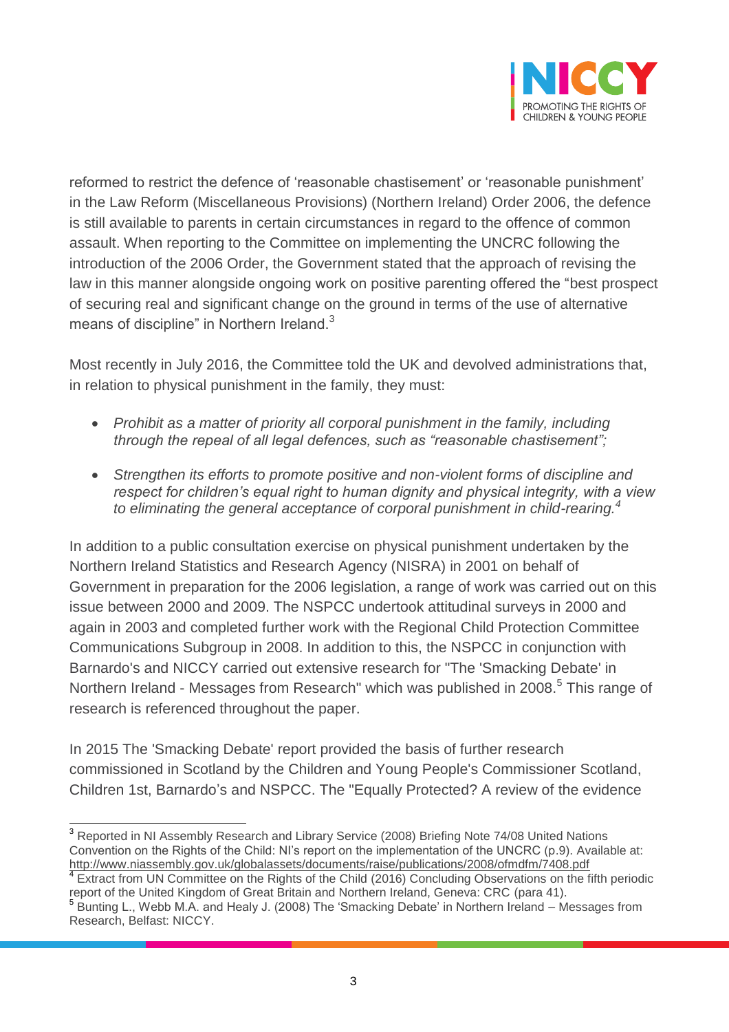reformed to restrict the defence of 'reasonable chastisement' or 'reasonable punishment' in the Law Reform (Miscellaneous Provisions) (Northern Ireland) Order 2006, the defence is still available to parents in certain circumstances in regard to the offence of common assault. When reporting to the Committee on implementing the UNCRC following the introduction of the 2006 Order, the Government stated that the approach of revising the law in this manner alongside ongoing work on positive parenting offered the "best prospect of securing real and significant change on the ground in terms of the use of alternative means of discipline" in Northern Ireland.[3]

Most recently in July 2016, the Committee told the UK and devolved administrations that, in relation to physical punishment in the family, they must:

- *Prohibit as a matter of priority all corporal punishment in the family, including through the repeal of all legal defences, such as "reasonable chastisement";*
- *Strengthen its efforts to promote positive and non-violent forms of discipline and respect for children's equal right to human dignity and physical integrity, with a view to eliminating the general acceptance of corporal punishment in child-rearing.*[4]

In addition to a public consultation exercise on physical punishment undertaken by the Northern Ireland Statistics and Research Agency (NISRA) in 2001 on behalf of Government in preparation for the 2006 legislation, a range of work was carried out on this issue between 2000 and 2009. The NSPCC undertook attitudinal surveys in 2000 and again in 2003 and completed further work with the Regional Child Protection Committee Communications Subgroup in 2008. In addition to this, the NSPCC in conjunction with Barnardo's and NICCY carried out extensive research for "The 'Smacking Debate' in Northern Ireland - Messages from Research" which was published in 2008.[5] This range of research is referenced throughout the paper.

In 2015 The 'Smacking Debate' report provided the basis of further research commissioned in Scotland by the Children and Young People's Commissioner Scotland, Children 1st, Barnardo's and NSPCC. The "Equally Protected? A review of the evidence

---

[3] Reported in NI Assembly Research and Library Service (2008) Briefing Note 74/08 United Nations Convention on the Rights of the Child: NI's report on the implementation of the UNCRC (p.9). Available at: http://www.niassembly.gov.uk/globalassets/documents/raise/publications/2008/ofmdfm/7408.pdf

[4] Extract from UN Committee on the Rights of the Child (2016) Concluding Observations on the fifth periodic report of the United Kingdom of Great Britain and Northern Ireland, Geneva: CRC (para 41).

[5] Bunting L., Webb M.A. and Healy J. (2008) The 'Smacking Debate' in Northern Ireland – Messages from Research, Belfast: NICCY.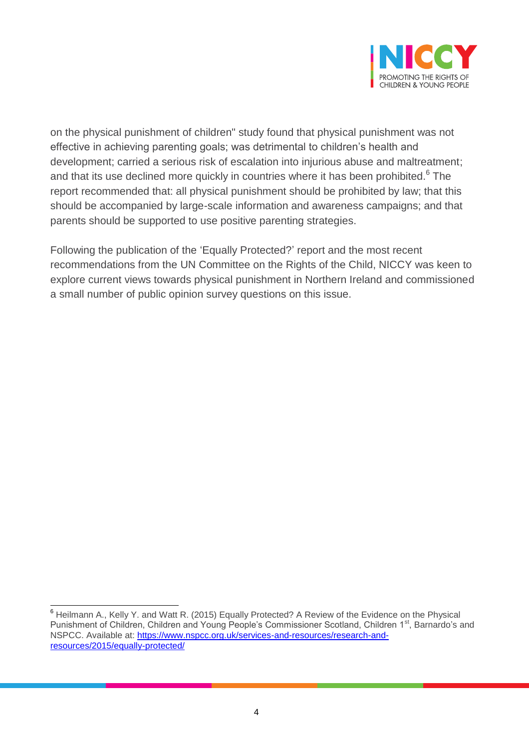on the physical punishment of children" study found that physical punishment was not effective in achieving parenting goals; was detrimental to children's health and development; carried a serious risk of escalation into injurious abuse and maltreatment; and that its use declined more quickly in countries where it has been prohibited.[6] The report recommended that: all physical punishment should be prohibited by law; that this should be accompanied by large-scale information and awareness campaigns; and that parents should be supported to use positive parenting strategies.

Following the publication of the 'Equally Protected?' report and the most recent recommendations from the UN Committee on the Rights of the Child, NICCY was keen to explore current views towards physical punishment in Northern Ireland and commissioned a small number of public opinion survey questions on this issue.

[6] Heilmann A., Kelly Y. and Watt R. (2015) Equally Protected? A Review of the Evidence on the Physical Punishment of Children, Children and Young People's Commissioner Scotland, Children 1st, Barnardo's and NSPCC. Available at: https://www.nspcc.org.uk/services-and-resources/research-and-resources/2015/equally-protected/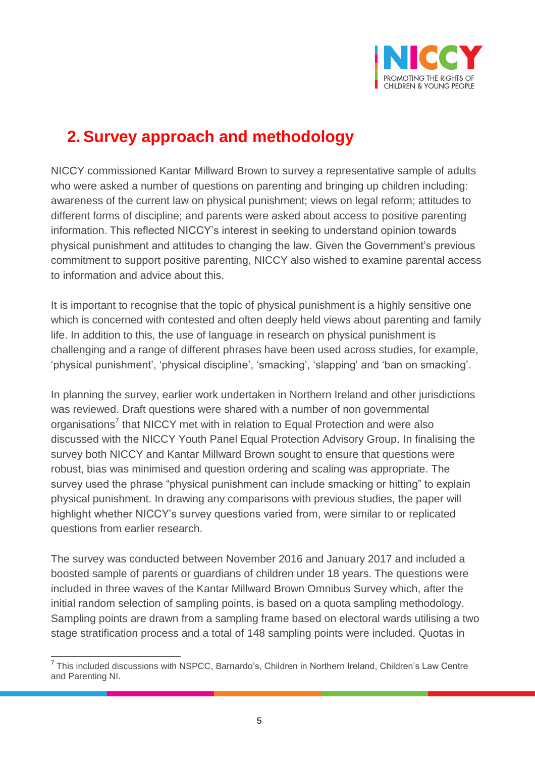## 2. Survey approach and methodology

NICCY commissioned Kantar Millward Brown to survey a representative sample of adults who were asked a number of questions on parenting and bringing up children including: awareness of the current law on physical punishment; views on legal reform; attitudes to different forms of discipline; and parents were asked about access to positive parenting information. This reflected NICCY's interest in seeking to understand opinion towards physical punishment and attitudes to changing the law. Given the Government's previous commitment to support positive parenting, NICCY also wished to examine parental access to information and advice about this.

It is important to recognise that the topic of physical punishment is a highly sensitive one which is concerned with contested and often deeply held views about parenting and family life. In addition to this, the use of language in research on physical punishment is challenging and a range of different phrases have been used across studies, for example, 'physical punishment', 'physical discipline', 'smacking', 'slapping' and 'ban on smacking'.

In planning the survey, earlier work undertaken in Northern Ireland and other jurisdictions was reviewed. Draft questions were shared with a number of non governmental organisations[7] that NICCY met with in relation to Equal Protection and were also discussed with the NICCY Youth Panel Equal Protection Advisory Group. In finalising the survey both NICCY and Kantar Millward Brown sought to ensure that questions were robust, bias was minimised and question ordering and scaling was appropriate. The survey used the phrase "physical punishment can include smacking or hitting" to explain physical punishment. In drawing any comparisons with previous studies, the paper will highlight whether NICCY's survey questions varied from, were similar to or replicated questions from earlier research.

The survey was conducted between November 2016 and January 2017 and included a boosted sample of parents or guardians of children under 18 years. The questions were included in three waves of the Kantar Millward Brown Omnibus Survey which, after the initial random selection of sampling points, is based on a quota sampling methodology. Sampling points are drawn from a sampling frame based on electoral wards utilising a two stage stratification process and a total of 148 sampling points were included. Quotas in

[7] This included discussions with NSPCC, Barnardo's, Children in Northern Ireland, Children's Law Centre and Parenting NI.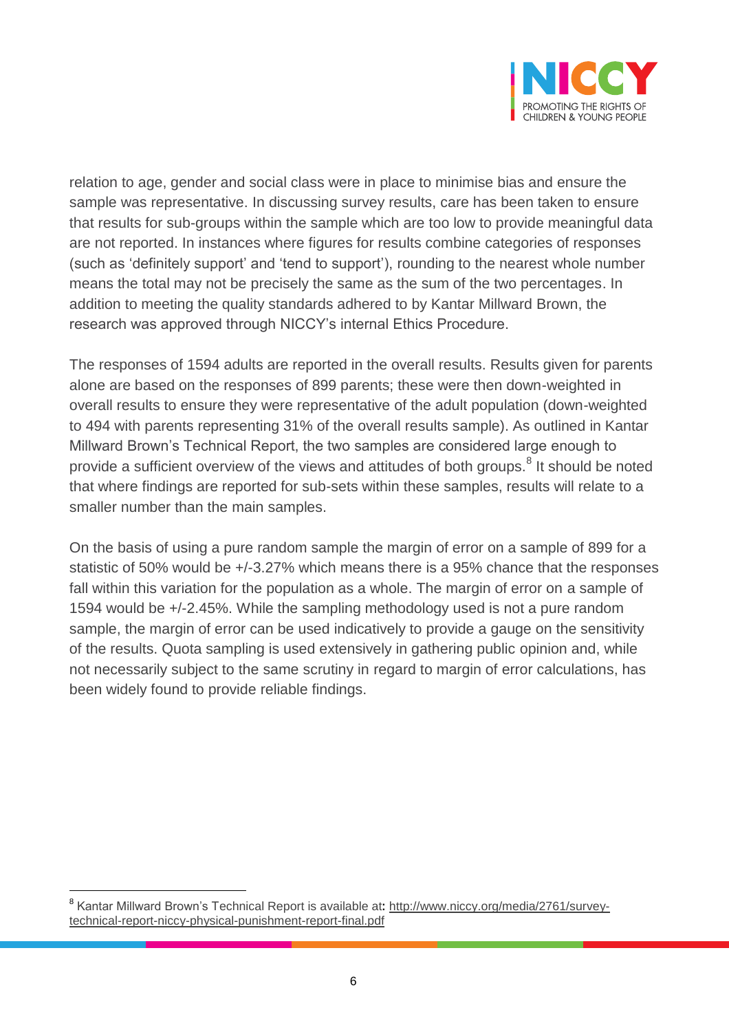relation to age, gender and social class were in place to minimise bias and ensure the sample was representative. In discussing survey results, care has been taken to ensure that results for sub-groups within the sample which are too low to provide meaningful data are not reported. In instances where figures for results combine categories of responses (such as 'definitely support' and 'tend to support'), rounding to the nearest whole number means the total may not be precisely the same as the sum of the two percentages. In addition to meeting the quality standards adhered to by Kantar Millward Brown, the research was approved through NICCY's internal Ethics Procedure.

The responses of 1594 adults are reported in the overall results. Results given for parents alone are based on the responses of 899 parents; these were then down-weighted in overall results to ensure they were representative of the adult population (down-weighted to 494 with parents representing 31% of the overall results sample). As outlined in Kantar Millward Brown's Technical Report, the two samples are considered large enough to provide a sufficient overview of the views and attitudes of both groups.[8] It should be noted that where findings are reported for sub-sets within these samples, results will relate to a smaller number than the main samples.

On the basis of using a pure random sample the margin of error on a sample of 899 for a statistic of 50% would be +/-3.27% which means there is a 95% chance that the responses fall within this variation for the population as a whole. The margin of error on a sample of 1594 would be +/-2.45%. While the sampling methodology used is not a pure random sample, the margin of error can be used indicatively to provide a gauge on the sensitivity of the results. Quota sampling is used extensively in gathering public opinion and, while not necessarily subject to the same scrutiny in regard to margin of error calculations, has been widely found to provide reliable findings.

---

[8] Kantar Millward Brown's Technical Report is available at: http://www.niccy.org/media/2761/survey-technical-report-niccy-physical-punishment-report-final.pdf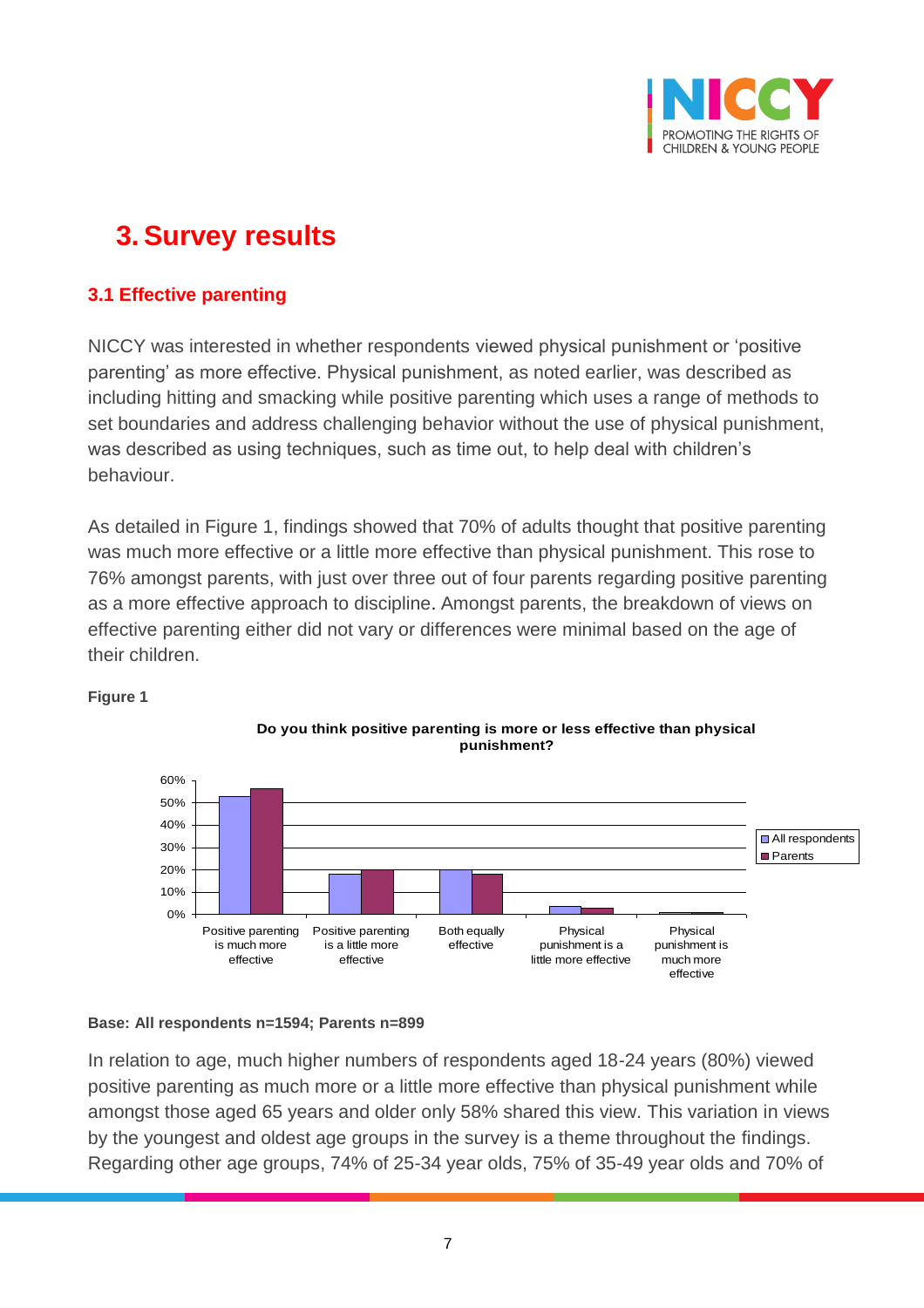# 3. Survey results

## 3.1 Effective parenting

NICCY was interested in whether respondents viewed physical punishment or 'positive parenting' as more effective. Physical punishment, as noted earlier, was described as including hitting and smacking while positive parenting which uses a range of methods to set boundaries and address challenging behavior without the use of physical punishment, was described as using techniques, such as time out, to help deal with children's behaviour.

As detailed in Figure 1, findings showed that 70% of adults thought that positive parenting was much more effective or a little more effective than physical punishment. This rose to 76% amongst parents, with just over three out of four parents regarding positive parenting as a more effective approach to discipline. Amongst parents, the breakdown of views on effective parenting either did not vary or differences were minimal based on the age of their children.

**Figure 1**

**Do you think positive parenting is more or less effective than physical punishment?**

**Base: All respondents n=1594; Parents n=899**

In relation to age, much higher numbers of respondents aged 18-24 years (80%) viewed positive parenting as much more or a little more effective than physical punishment while amongst those aged 65 years and older only 58% shared this view. This variation in views by the youngest and oldest age groups in the survey is a theme throughout the findings. Regarding other age groups, 74% of 25-34 year olds, 75% of 35-49 year olds and 70% of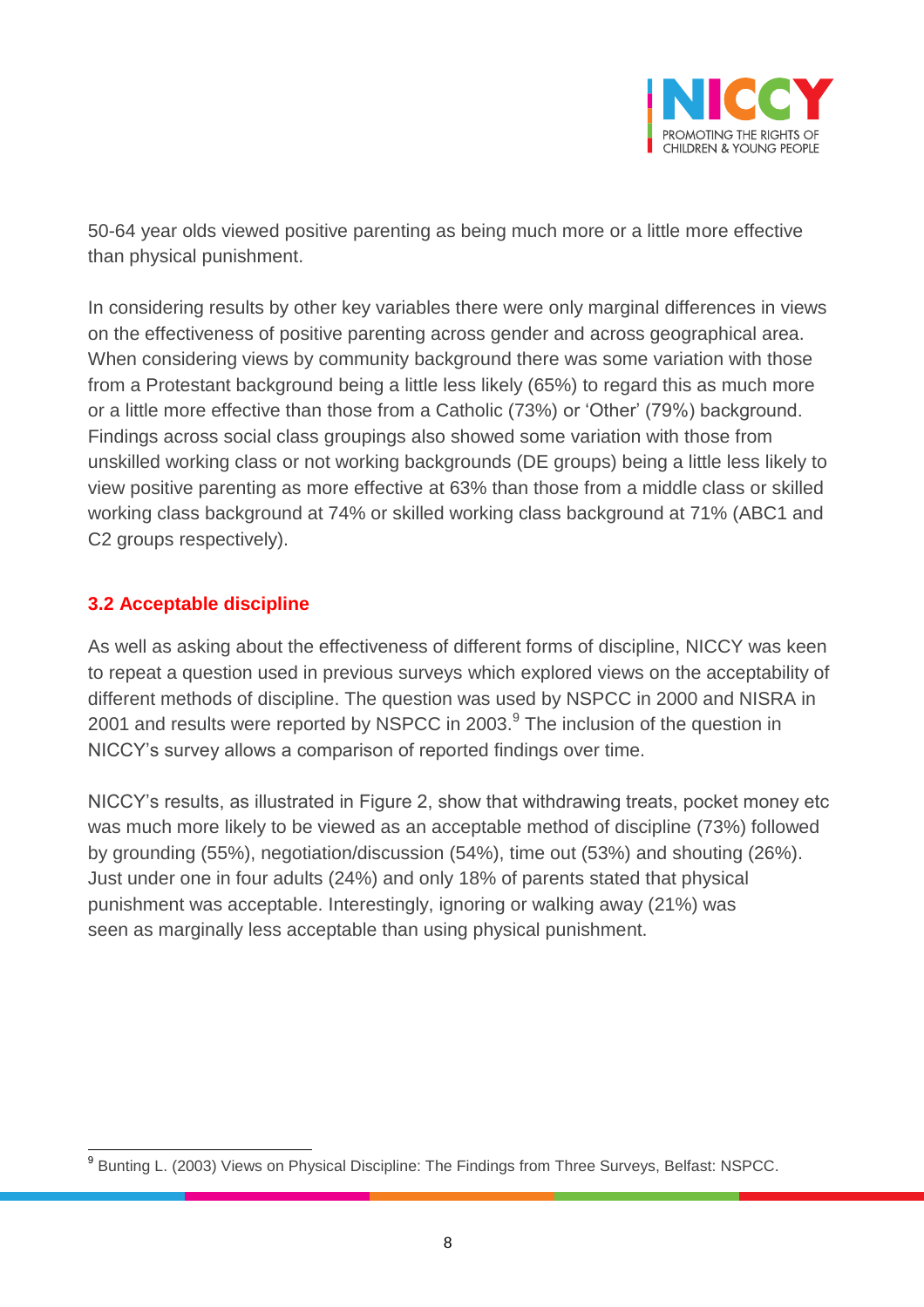50-64 year olds viewed positive parenting as being much more or a little more effective than physical punishment.

In considering results by other key variables there were only marginal differences in views on the effectiveness of positive parenting across gender and across geographical area. When considering views by community background there was some variation with those from a Protestant background being a little less likely (65%) to regard this as much more or a little more effective than those from a Catholic (73%) or 'Other' (79%) background. Findings across social class groupings also showed some variation with those from unskilled working class or not working backgrounds (DE groups) being a little less likely to view positive parenting as more effective at 63% than those from a middle class or skilled working class background at 74% or skilled working class background at 71% (ABC1 and C2 groups respectively).

## 3.2 Acceptable discipline

As well as asking about the effectiveness of different forms of discipline, NICCY was keen to repeat a question used in previous surveys which explored views on the acceptability of different methods of discipline. The question was used by NSPCC in 2000 and NISRA in 2001 and results were reported by NSPCC in 2003.[9] The inclusion of the question in NICCY's survey allows a comparison of reported findings over time.

NICCY's results, as illustrated in Figure 2, show that withdrawing treats, pocket money etc was much more likely to be viewed as an acceptable method of discipline (73%) followed by grounding (55%), negotiation/discussion (54%), time out (53%) and shouting (26%). Just under one in four adults (24%) and only 18% of parents stated that physical punishment was acceptable. Interestingly, ignoring or walking away (21%) was seen as marginally less acceptable than using physical punishment.

[9] Bunting L. (2003) Views on Physical Discipline: The Findings from Three Surveys, Belfast: NSPCC.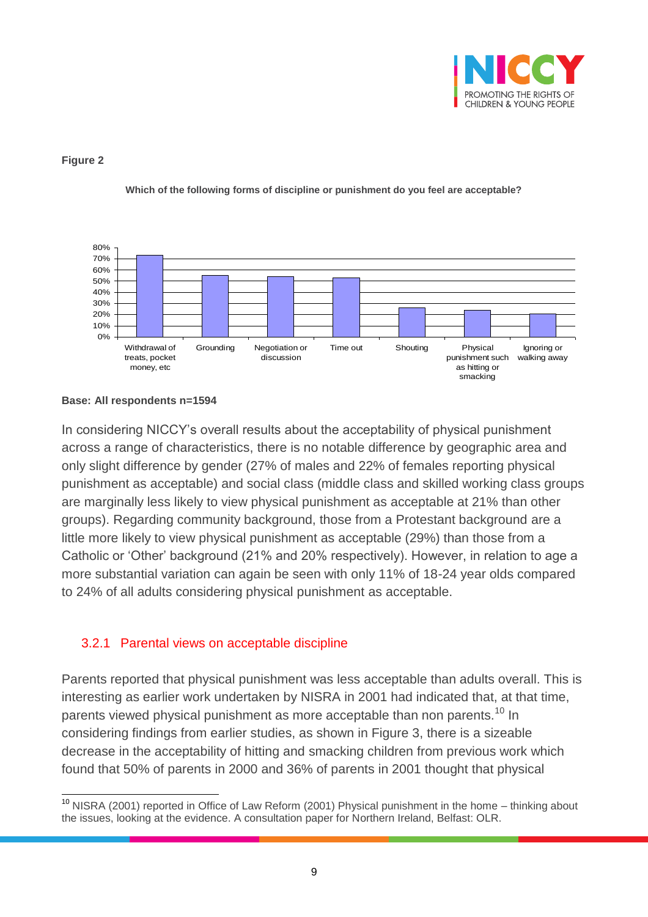**Figure 2**

**Which of the following forms of discipline or punishment do you feel are acceptable?**

**Base: All respondents n=1594**

In considering NICCY's overall results about the acceptability of physical punishment across a range of characteristics, there is no notable difference by geographic area and only slight difference by gender (27% of males and 22% of females reporting physical punishment as acceptable) and social class (middle class and skilled working class groups are marginally less likely to view physical punishment as acceptable at 21% than other groups). Regarding community background, those from a Protestant background are a little more likely to view physical punishment as acceptable (29%) than those from a Catholic or 'Other' background (21% and 20% respectively). However, in relation to age a more substantial variation can again be seen with only 11% of 18-24 year olds compared to 24% of all adults considering physical punishment as acceptable.

### 3.2.1 Parental views on acceptable discipline

Parents reported that physical punishment was less acceptable than adults overall. This is interesting as earlier work undertaken by NISRA in 2001 had indicated that, at that time, parents viewed physical punishment as more acceptable than non parents.[10] In considering findings from earlier studies, as shown in Figure 3, there is a sizeable decrease in the acceptability of hitting and smacking children from previous work which found that 50% of parents in 2000 and 36% of parents in 2001 thought that physical

[10] NISRA (2001) reported in Office of Law Reform (2001) Physical punishment in the home – thinking about the issues, looking at the evidence. A consultation paper for Northern Ireland, Belfast: OLR.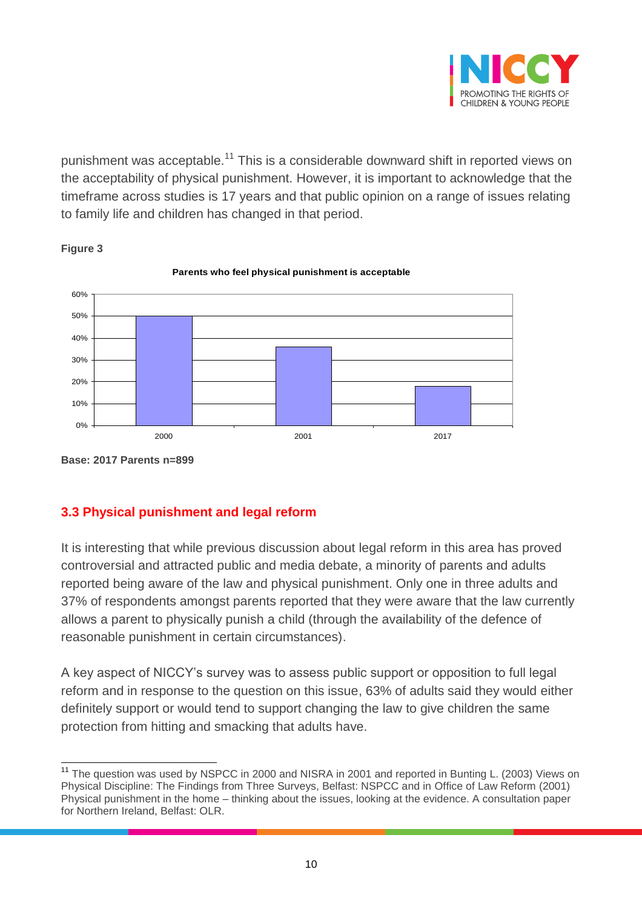punishment was acceptable.[11] This is a considerable downward shift in reported views on the acceptability of physical punishment. However, it is important to acknowledge that the timeframe across studies is 17 years and that public opinion on a range of issues relating to family life and children has changed in that period.

**Figure 3**

**Parents who feel physical punishment is acceptable**

| Year | Percentage |
|---|---|
| 2000 | 50% |
| 2001 | 36% |
| 2017 | 18% |

**Base: 2017 Parents n=899**

## 3.3 Physical punishment and legal reform

It is interesting that while previous discussion about legal reform in this area has proved controversial and attracted public and media debate, a minority of parents and adults reported being aware of the law and physical punishment. Only one in three adults and 37% of respondents amongst parents reported that they were aware that the law currently allows a parent to physically punish a child (through the availability of the defence of reasonable punishment in certain circumstances).

A key aspect of NICCY's survey was to assess public support or opposition to full legal reform and in response to the question on this issue, 63% of adults said they would either definitely support or would tend to support changing the law to give children the same protection from hitting and smacking that adults have.

[11] The question was used by NSPCC in 2000 and NISRA in 2001 and reported in Bunting L. (2003) Views on Physical Discipline: The Findings from Three Surveys, Belfast: NSPCC and in Office of Law Reform (2001) Physical punishment in the home – thinking about the issues, looking at the evidence. A consultation paper for Northern Ireland, Belfast: OLR.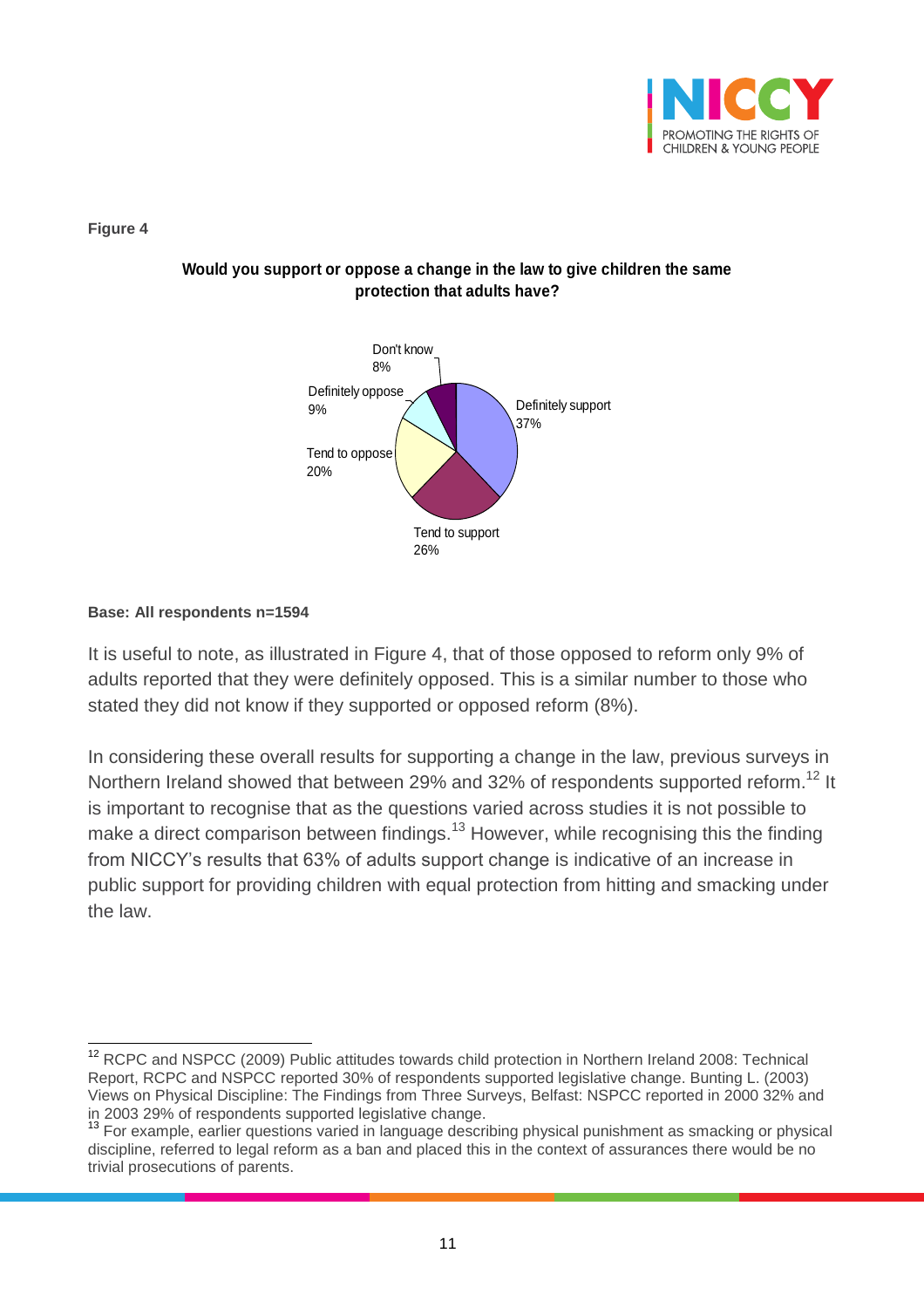**Figure 4**

**Would you support or oppose a change in the law to give children the same protection that adults have?**

| Response | Percentage |
|---|---|
| Definitely support | 37% |
| Tend to support | 26% |
| Tend to oppose | 20% |
| Definitely oppose | 9% |
| Don't know | 8% |

**Base: All respondents n=1594**

It is useful to note, as illustrated in Figure 4, that of those opposed to reform only 9% of adults reported that they were definitely opposed. This is a similar number to those who stated they did not know if they supported or opposed reform (8%).

In considering these overall results for supporting a change in the law, previous surveys in Northern Ireland showed that between 29% and 32% of respondents supported reform.[12] It is important to recognise that as the questions varied across studies it is not possible to make a direct comparison between findings.[13] However, while recognising this the finding from NICCY's results that 63% of adults support change is indicative of an increase in public support for providing children with equal protection from hitting and smacking under the law.

---

[12] RCPC and NSPCC (2009) Public attitudes towards child protection in Northern Ireland 2008: Technical Report, RCPC and NSPCC reported 30% of respondents supported legislative change. Bunting L. (2003) Views on Physical Discipline: The Findings from Three Surveys, Belfast: NSPCC reported in 2000 32% and in 2003 29% of respondents supported legislative change.

[13] For example, earlier questions varied in language describing physical punishment as smacking or physical discipline, referred to legal reform as a ban and placed this in the context of assurances there would be no trivial prosecutions of parents.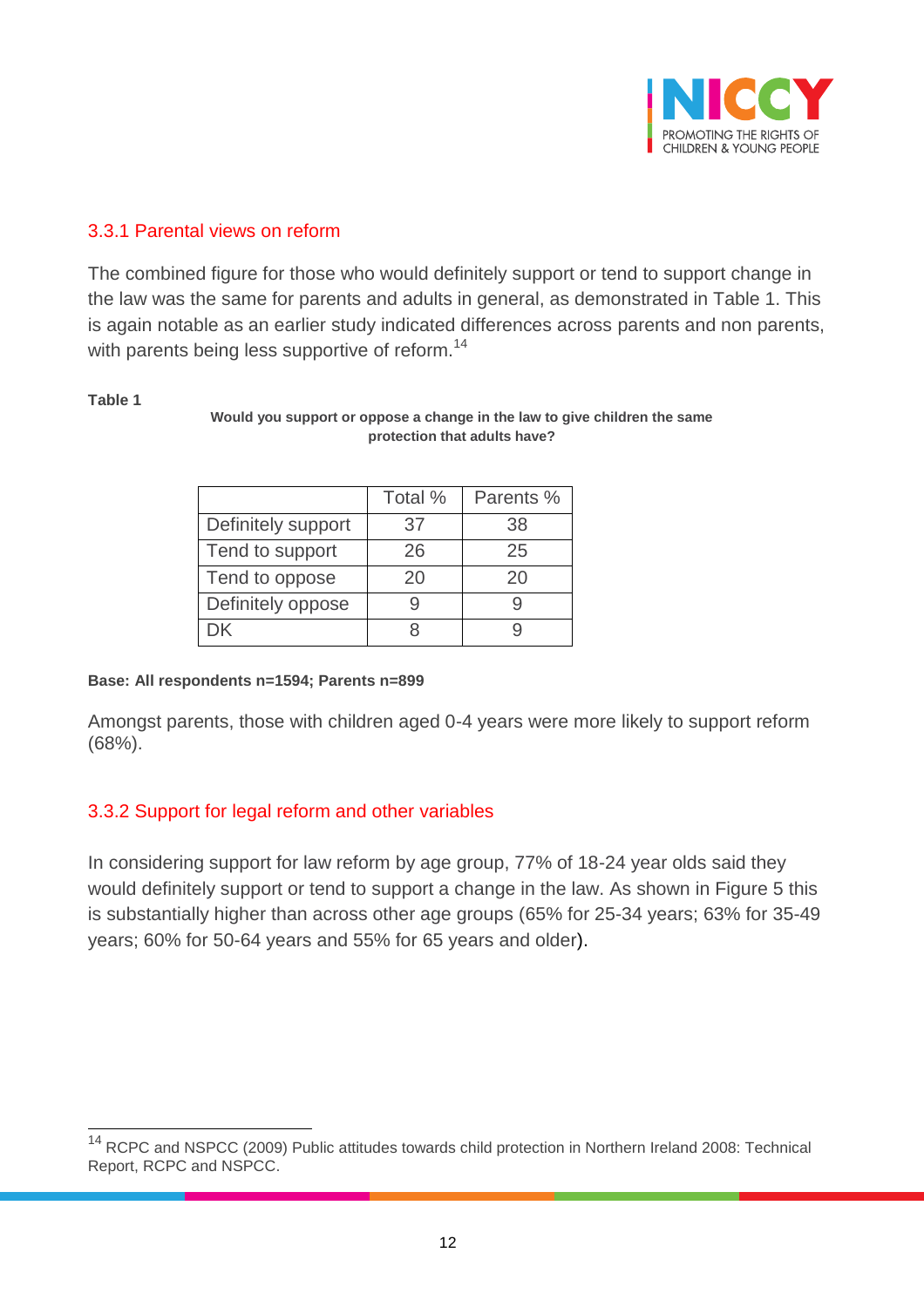### 3.3.1 Parental views on reform

The combined figure for those who would definitely support or tend to support change in the law was the same for parents and adults in general, as demonstrated in Table 1. This is again notable as an earlier study indicated differences across parents and non parents, with parents being less supportive of reform.[14]

**Table 1**

**Would you support or oppose a change in the law to give children the same protection that adults have?**

| | Total % | Parents % |
|---|---|---|
| Definitely support | 37 | 38 |
| Tend to support | 26 | 25 |
| Tend to oppose | 20 | 20 |
| Definitely oppose | 9 | 9 |
| DK | 8 | 9 |

**Base: All respondents n=1594; Parents n=899**

Amongst parents, those with children aged 0-4 years were more likely to support reform (68%).

### 3.3.2 Support for legal reform and other variables

In considering support for law reform by age group, 77% of 18-24 year olds said they would definitely support or tend to support a change in the law. As shown in Figure 5 this is substantially higher than across other age groups (65% for 25-34 years; 63% for 35-49 years; 60% for 50-64 years and 55% for 65 years and older).

[14] RCPC and NSPCC (2009) Public attitudes towards child protection in Northern Ireland 2008: Technical Report, RCPC and NSPCC.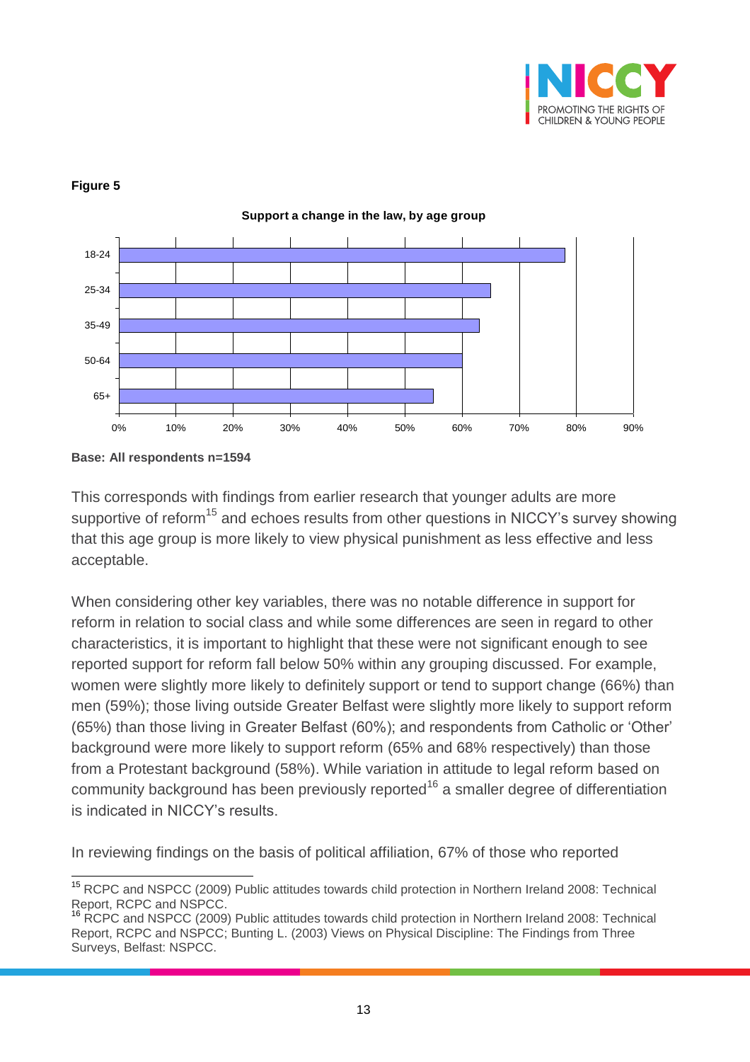**Figure 5**

**Support a change in the law, by age group**

**Base: All respondents n=1594**

This corresponds with findings from earlier research that younger adults are more supportive of reform[15] and echoes results from other questions in NICCY's survey showing that this age group is more likely to view physical punishment as less effective and less acceptable.

When considering other key variables, there was no notable difference in support for reform in relation to social class and while some differences are seen in regard to other characteristics, it is important to highlight that these were not significant enough to see reported support for reform fall below 50% within any grouping discussed. For example, women were slightly more likely to definitely support or tend to support change (66%) than men (59%); those living outside Greater Belfast were slightly more likely to support reform (65%) than those living in Greater Belfast (60%); and respondents from Catholic or 'Other' background were more likely to support reform (65% and 68% respectively) than those from a Protestant background (58%). While variation in attitude to legal reform based on community background has been previously reported[16] a smaller degree of differentiation is indicated in NICCY's results.

In reviewing findings on the basis of political affiliation, 67% of those who reported

---

[15] RCPC and NSPCC (2009) Public attitudes towards child protection in Northern Ireland 2008: Technical Report, RCPC and NSPCC.

[16] RCPC and NSPCC (2009) Public attitudes towards child protection in Northern Ireland 2008: Technical Report, RCPC and NSPCC; Bunting L. (2003) Views on Physical Discipline: The Findings from Three Surveys, Belfast: NSPCC.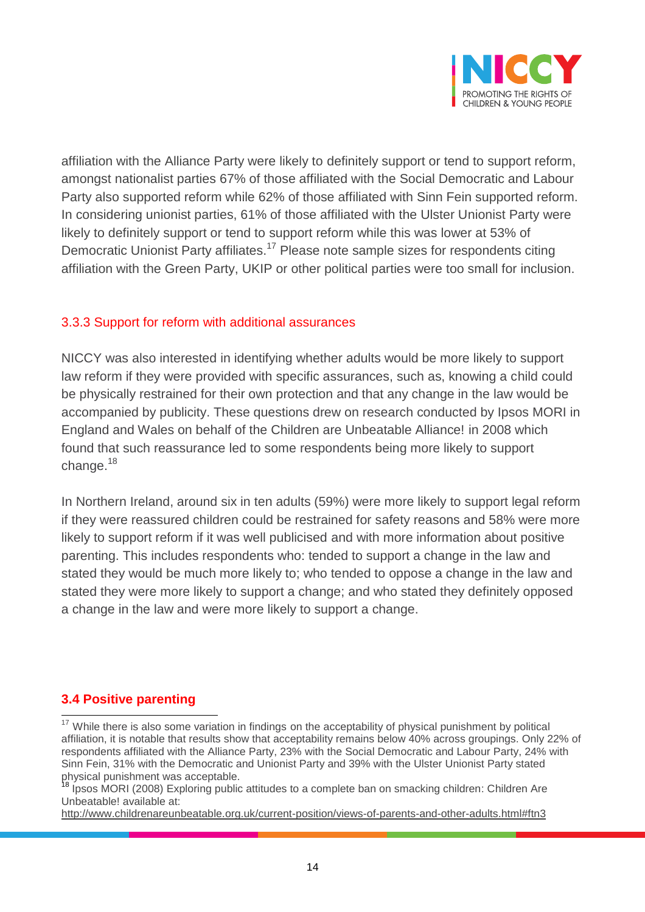affiliation with the Alliance Party were likely to definitely support or tend to support reform, amongst nationalist parties 67% of those affiliated with the Social Democratic and Labour Party also supported reform while 62% of those affiliated with Sinn Fein supported reform. In considering unionist parties, 61% of those affiliated with the Ulster Unionist Party were likely to definitely support or tend to support reform while this was lower at 53% of Democratic Unionist Party affiliates.[17] Please note sample sizes for respondents citing affiliation with the Green Party, UKIP or other political parties were too small for inclusion.

### 3.3.3 Support for reform with additional assurances

NICCY was also interested in identifying whether adults would be more likely to support law reform if they were provided with specific assurances, such as, knowing a child could be physically restrained for their own protection and that any change in the law would be accompanied by publicity. These questions drew on research conducted by Ipsos MORI in England and Wales on behalf of the Children are Unbeatable Alliance! in 2008 which found that such reassurance led to some respondents being more likely to support change.[18]

In Northern Ireland, around six in ten adults (59%) were more likely to support legal reform if they were reassured children could be restrained for safety reasons and 58% were more likely to support reform if it was well publicised and with more information about positive parenting. This includes respondents who: tended to support a change in the law and stated they would be much more likely to; who tended to oppose a change in the law and stated they were more likely to support a change; and who stated they definitely opposed a change in the law and were more likely to support a change.

## 3.4 Positive parenting

[17] While there is also some variation in findings on the acceptability of physical punishment by political affiliation, it is notable that results show that acceptability remains below 40% across groupings. Only 22% of respondents affiliated with the Alliance Party, 23% with the Social Democratic and Labour Party, 24% with Sinn Fein, 31% with the Democratic and Unionist Party and 39% with the Ulster Unionist Party stated physical punishment was acceptable.

[18] Ipsos MORI (2008) Exploring public attitudes to a complete ban on smacking children: Children Are Unbeatable! available at: http://www.childrenareunbeatable.org.uk/current-position/views-of-parents-and-other-adults.html#ftn3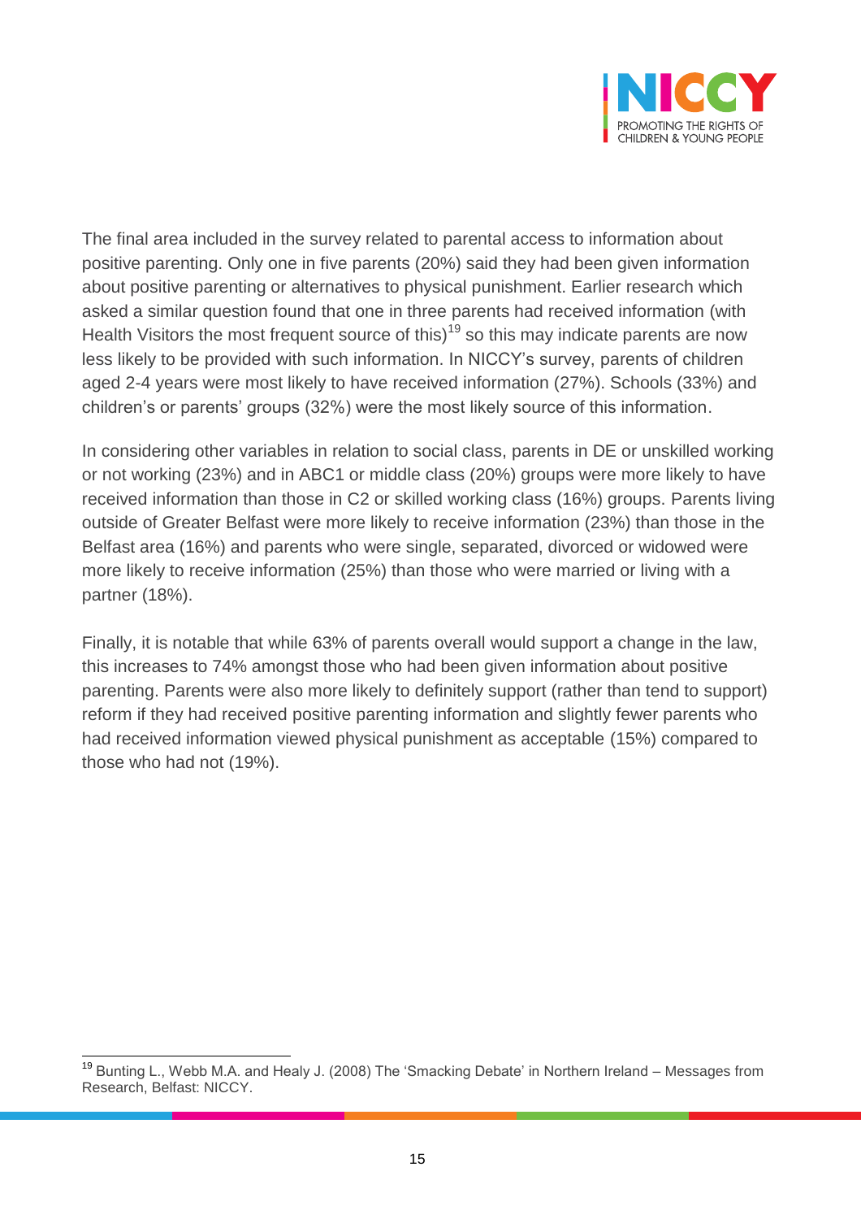The final area included in the survey related to parental access to information about positive parenting. Only one in five parents (20%) said they had been given information about positive parenting or alternatives to physical punishment. Earlier research which asked a similar question found that one in three parents had received information (with Health Visitors the most frequent source of this)[19] so this may indicate parents are now less likely to be provided with such information. In NICCY's survey, parents of children aged 2-4 years were most likely to have received information (27%). Schools (33%) and children's or parents' groups (32%) were the most likely source of this information.

In considering other variables in relation to social class, parents in DE or unskilled working or not working (23%) and in ABC1 or middle class (20%) groups were more likely to have received information than those in C2 or skilled working class (16%) groups. Parents living outside of Greater Belfast were more likely to receive information (23%) than those in the Belfast area (16%) and parents who were single, separated, divorced or widowed were more likely to receive information (25%) than those who were married or living with a partner (18%).

Finally, it is notable that while 63% of parents overall would support a change in the law, this increases to 74% amongst those who had been given information about positive parenting. Parents were also more likely to definitely support (rather than tend to support) reform if they had received positive parenting information and slightly fewer parents who had received information viewed physical punishment as acceptable (15%) compared to those who had not (19%).

[19] Bunting L., Webb M.A. and Healy J. (2008) The 'Smacking Debate' in Northern Ireland – Messages from Research, Belfast: NICCY.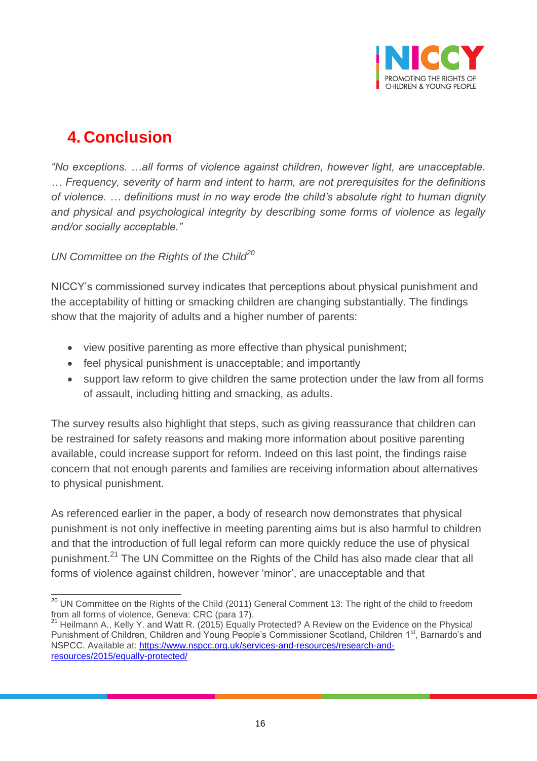## 4. Conclusion

*"No exceptions. …all forms of violence against children, however light, are unacceptable. … Frequency, severity of harm and intent to harm, are not prerequisites for the definitions of violence. … definitions must in no way erode the child's absolute right to human dignity and physical and psychological integrity by describing some forms of violence as legally and/or socially acceptable."*

*UN Committee on the Rights of the Child*[20]

NICCY's commissioned survey indicates that perceptions about physical punishment and the acceptability of hitting or smacking children are changing substantially. The findings show that the majority of adults and a higher number of parents:

- view positive parenting as more effective than physical punishment;
- feel physical punishment is unacceptable; and importantly
- support law reform to give children the same protection under the law from all forms of assault, including hitting and smacking, as adults.

The survey results also highlight that steps, such as giving reassurance that children can be restrained for safety reasons and making more information about positive parenting available, could increase support for reform. Indeed on this last point, the findings raise concern that not enough parents and families are receiving information about alternatives to physical punishment.

As referenced earlier in the paper, a body of research now demonstrates that physical punishment is not only ineffective in meeting parenting aims but is also harmful to children and that the introduction of full legal reform can more quickly reduce the use of physical punishment.[21] The UN Committee on the Rights of the Child has also made clear that all forms of violence against children, however 'minor', are unacceptable and that

---

[20] UN Committee on the Rights of the Child (2011) General Comment 13: The right of the child to freedom from all forms of violence, Geneva: CRC (para 17).

[21] Heilmann A., Kelly Y. and Watt R. (2015) Equally Protected? A Review on the Evidence on the Physical Punishment of Children, Children and Young People's Commissioner Scotland, Children 1st, Barnardo's and NSPCC. Available at: https://www.nspcc.org.uk/services-and-resources/research-and-resources/2015/equally-protected/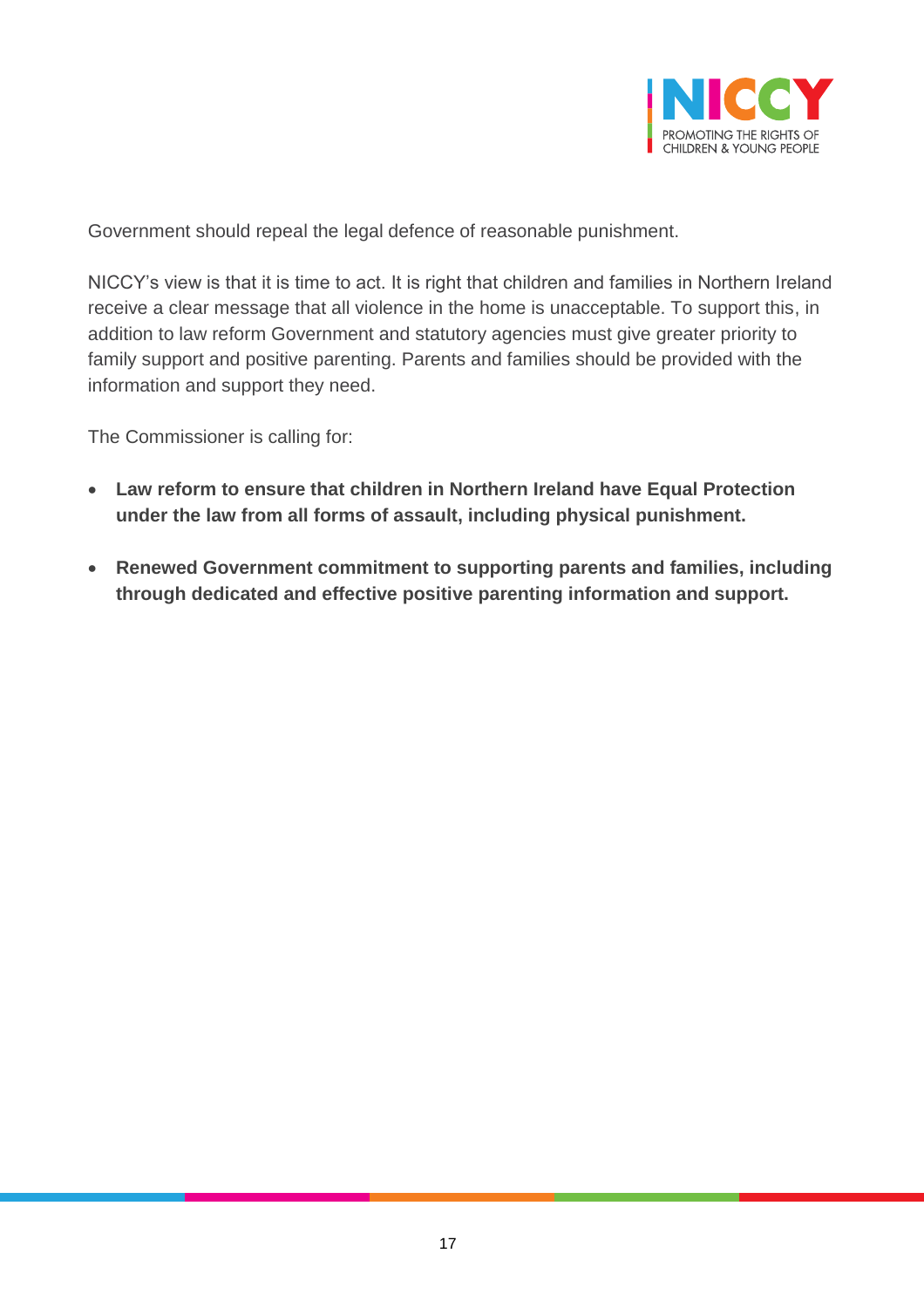Government should repeal the legal defence of reasonable punishment.

NICCY's view is that it is time to act. It is right that children and families in Northern Ireland receive a clear message that all violence in the home is unacceptable. To support this, in addition to law reform Government and statutory agencies must give greater priority to family support and positive parenting. Parents and families should be provided with the information and support they need.

The Commissioner is calling for:

- **Law reform to ensure that children in Northern Ireland have Equal Protection under the law from all forms of assault, including physical punishment.**
- **Renewed Government commitment to supporting parents and families, including through dedicated and effective positive parenting information and support.**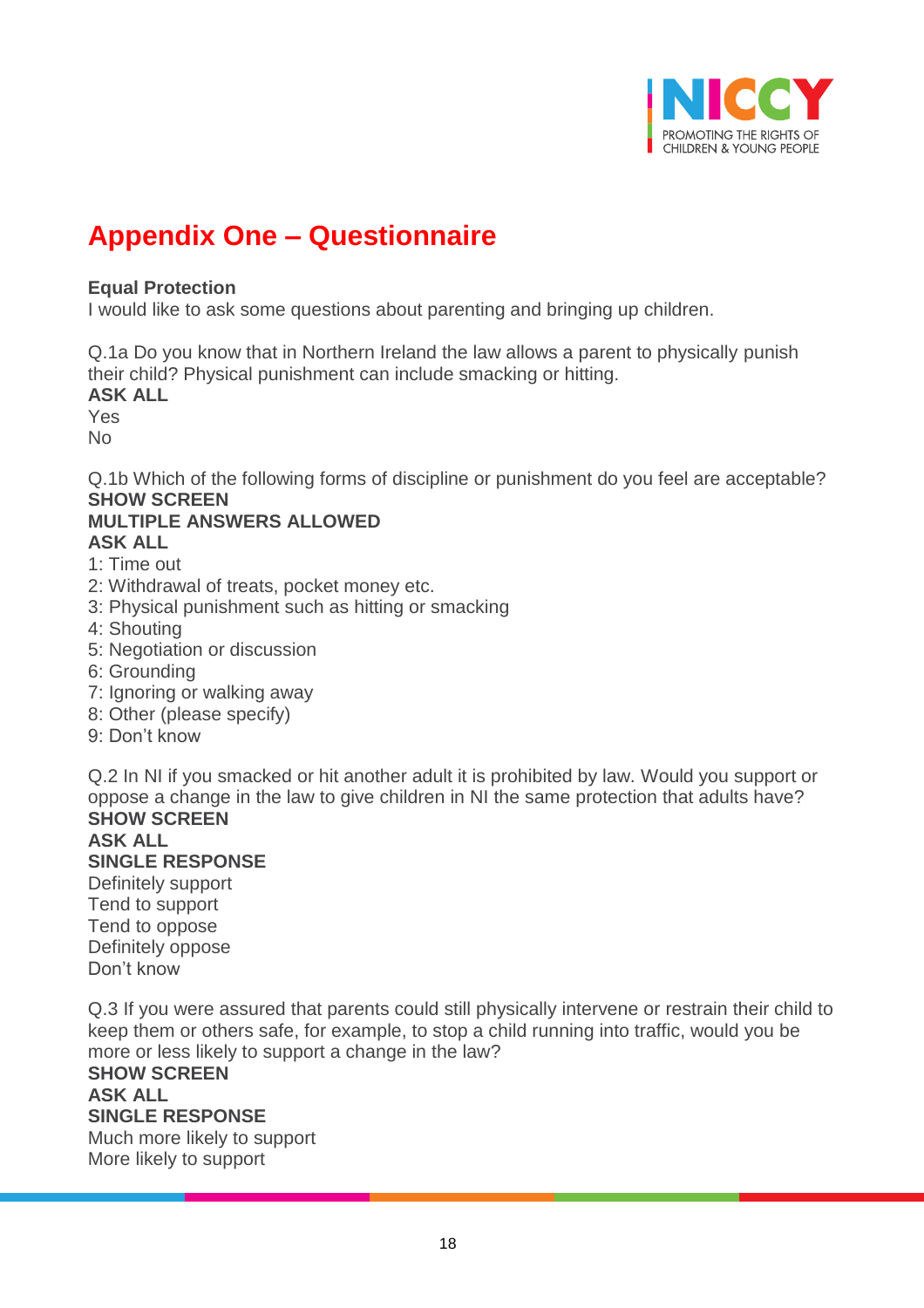# Appendix One – Questionnaire

**Equal Protection**
I would like to ask some questions about parenting and bringing up children.

Q.1a Do you know that in Northern Ireland the law allows a parent to physically punish their child? Physical punishment can include smacking or hitting.
**ASK ALL**
Yes
No

Q.1b Which of the following forms of discipline or punishment do you feel are acceptable?
**SHOW SCREEN**
**MULTIPLE ANSWERS ALLOWED**
**ASK ALL**
1: Time out
2: Withdrawal of treats, pocket money etc.
3: Physical punishment such as hitting or smacking
4: Shouting
5: Negotiation or discussion
6: Grounding
7: Ignoring or walking away
8: Other (please specify)
9: Don't know

Q.2 In NI if you smacked or hit another adult it is prohibited by law. Would you support or oppose a change in the law to give children in NI the same protection that adults have?
**SHOW SCREEN**
**ASK ALL**
**SINGLE RESPONSE**
Definitely support
Tend to support
Tend to oppose
Definitely oppose
Don't know

Q.3 If you were assured that parents could still physically intervene or restrain their child to keep them or others safe, for example, to stop a child running into traffic, would you be more or less likely to support a change in the law?
**SHOW SCREEN**
**ASK ALL**
**SINGLE RESPONSE**
Much more likely to support
More likely to support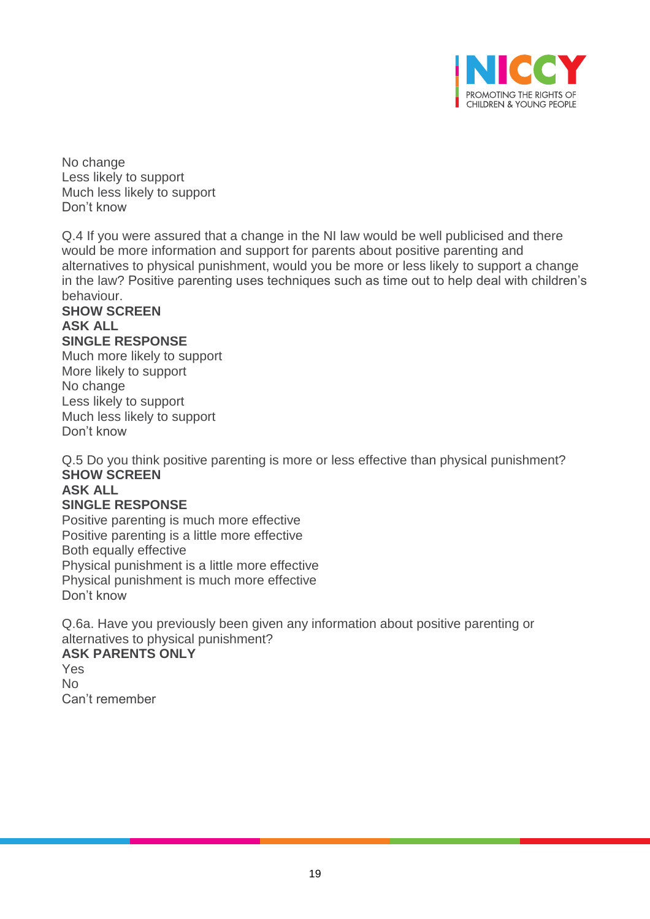No change
Less likely to support
Much less likely to support
Don't know

Q.4 If you were assured that a change in the NI law would be well publicised and there would be more information and support for parents about positive parenting and alternatives to physical punishment, would you be more or less likely to support a change in the law? Positive parenting uses techniques such as time out to help deal with children's behaviour.
**SHOW SCREEN**
**ASK ALL**
**SINGLE RESPONSE**
Much more likely to support
More likely to support
No change
Less likely to support
Much less likely to support
Don't know

Q.5 Do you think positive parenting is more or less effective than physical punishment?
**SHOW SCREEN**
**ASK ALL**
**SINGLE RESPONSE**
Positive parenting is much more effective
Positive parenting is a little more effective
Both equally effective
Physical punishment is a little more effective
Physical punishment is much more effective
Don't know

Q.6a. Have you previously been given any information about positive parenting or alternatives to physical punishment?
**ASK PARENTS ONLY**
Yes
No
Can't remember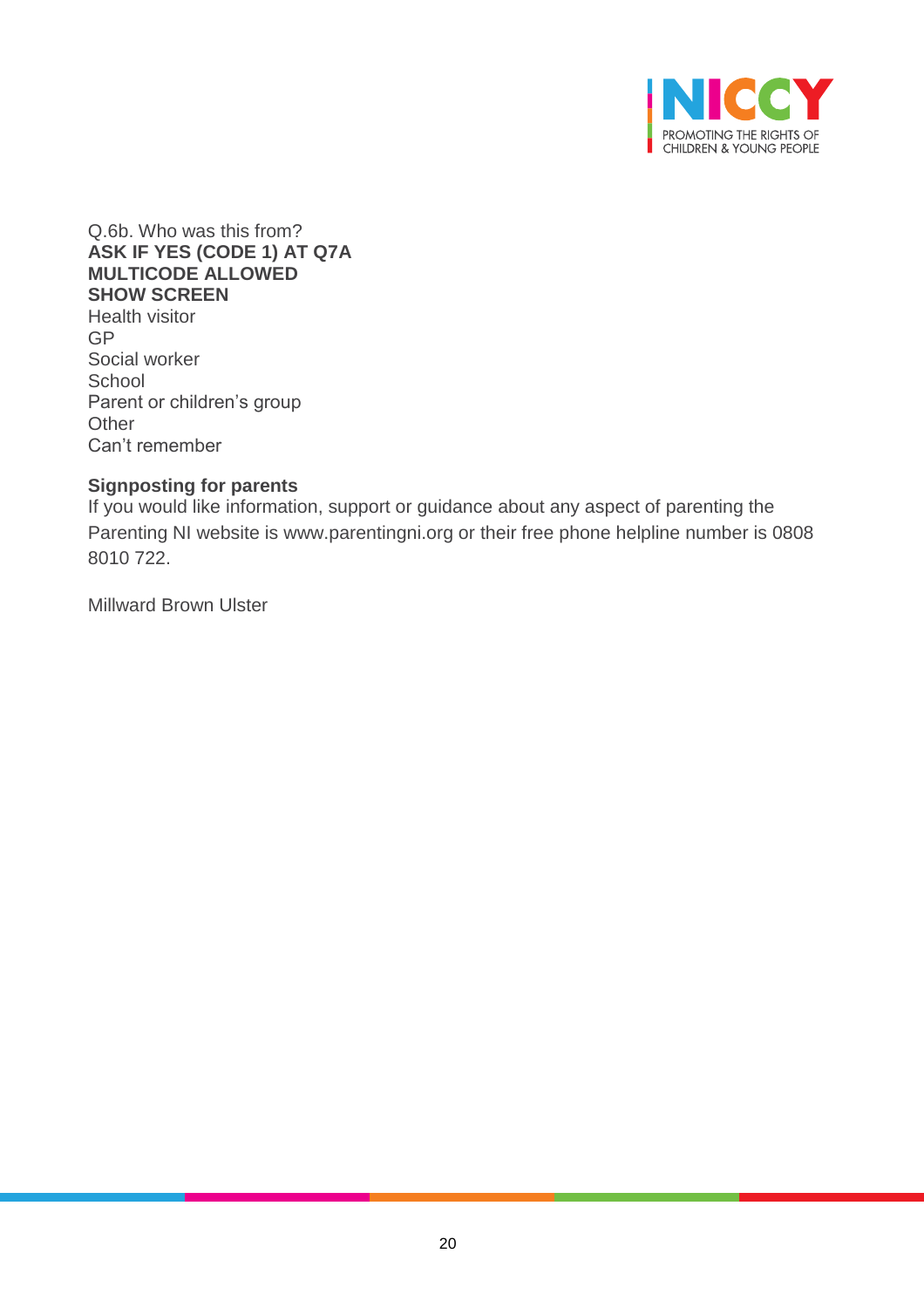Q.6b. Who was this from?
**ASK IF YES (CODE 1) AT Q7A**
**MULTICODE ALLOWED**
**SHOW SCREEN**
Health visitor
GP
Social worker
School
Parent or children's group
Other
Can't remember

**Signposting for parents**
If you would like information, support or guidance about any aspect of parenting the Parenting NI website is www.parentingni.org or their free phone helpline number is 0808 8010 722.

Millward Brown Ulster